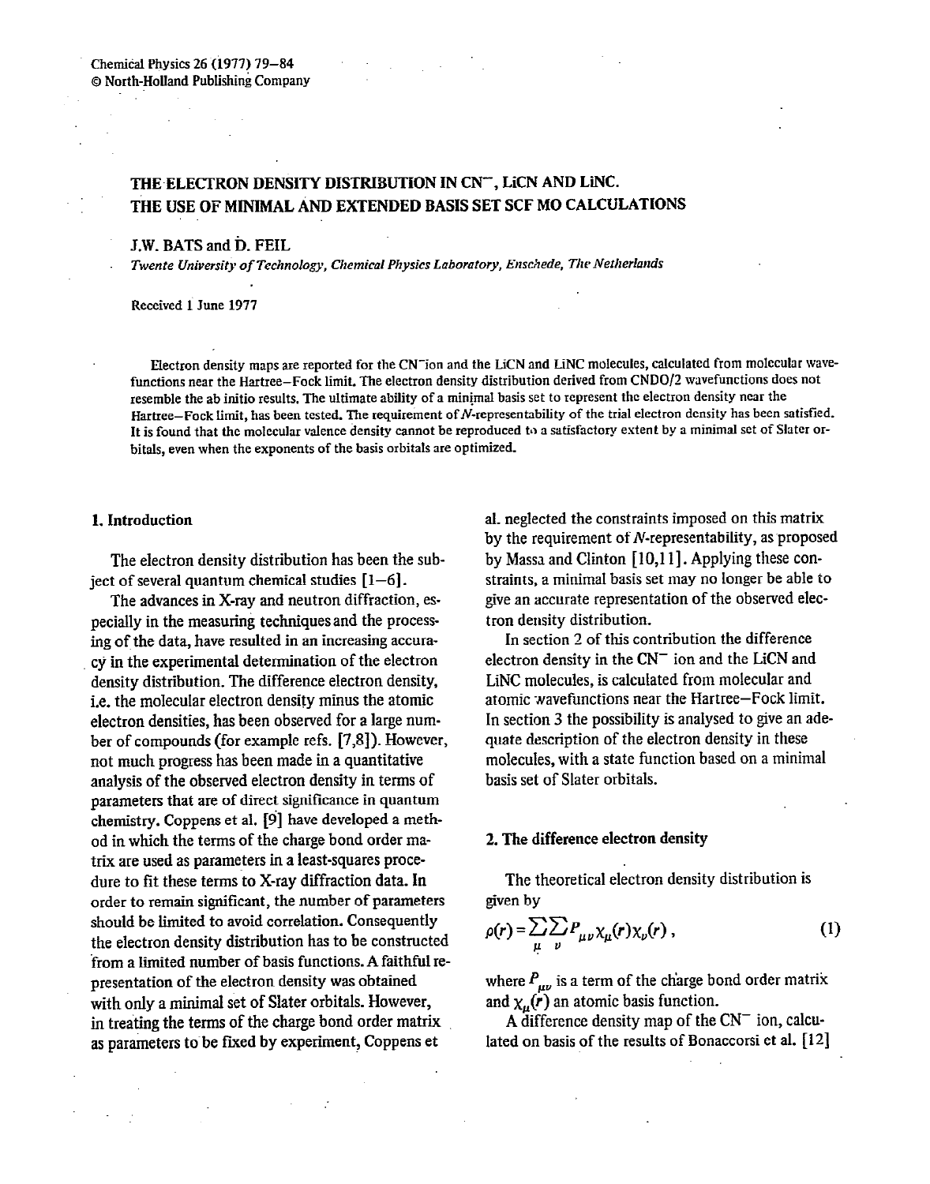# THE ELECTRON DENSITY DISTRIBUTION IN $CN^-$, LiCN AND LiNC. THE USE OF MINIMAL AND EXTENDED BASIS SET SCF MO CALCULATIONS

J.W. BATS and D. FEIL

*Twente University of Technology, Chemical Physics Laboratory, Enschede, The Netherlands*

Received 1 June 1977

Electron density maps are reported for the $CN^-$ ion and the LiCN and LiNC molecules, calculated from molecular wavefunctions near the Hartree–Fock limit. The electron density distribution derived from CNDO/2 wavefunctions does not resemble the ab initio results. The ultimate ability of a minimal basis set to represent the electron density near the Hartree–Fock limit, has been tested. The requirement of $N$-representability of the trial electron density has been satisfied. It is found that the molecular valence density cannot be reproduced to a satisfactory extent by a minimal set of Slater orbitals, even when the exponents of the basis orbitals are optimized.

## 1. Introduction

The electron density distribution has been the subject of several quantum chemical studies [1–6].

The advances in X-ray and neutron diffraction, especially in the measuring techniques and the processing of the data, have resulted in an increasing accuracy in the experimental determination of the electron density distribution. The difference electron density, i.e. the molecular electron density minus the atomic electron densities, has been observed for a large number of compounds (for example refs. [7,8]). However, not much progress has been made in a quantitative analysis of the observed electron density in terms of parameters that are of direct significance in quantum chemistry. Coppens et al. [9] have developed a method in which the terms of the charge bond order matrix are used as parameters in a least-squares procedure to fit these terms to X-ray diffraction data. In order to remain significant, the number of parameters should be limited to avoid correlation. Consequently the electron density distribution has to be constructed from a limited number of basis functions. A faithful representation of the electron density was obtained with only a minimal set of Slater orbitals. However, in treating the terms of the charge bond order matrix as parameters to be fixed by experiment, Coppens et al. neglected the constraints imposed on this matrix by the requirement of $N$-representability, as proposed by Massa and Clinton [10,11]. Applying these constraints, a minimal basis set may no longer be able to give an accurate representation of the observed electron density distribution.

In section 2 of this contribution the difference electron density in the $CN^-$ ion and the LiCN and LiNC molecules, is calculated from molecular and atomic wavefunctions near the Hartree–Fock limit. In section 3 the possibility is analysed to give an adequate description of the electron density in these molecules, with a state function based on a minimal basis set of Slater orbitals.

## 2. The difference electron density

The theoretical electron density distribution is given by

$$\rho(r) = \sum_{\mu}\sum_{\nu} P_{\mu\nu}\chi_{\mu}(r)\chi_{\nu}(r)\,, \tag{1}$$

where $P_{\mu\nu}$ is a term of the charge bond order matrix and $\chi_{\mu}(r)$ an atomic basis function.

A difference density map of the $CN^-$ ion, calculated on basis of the results of Bonaccorsi et al. [12]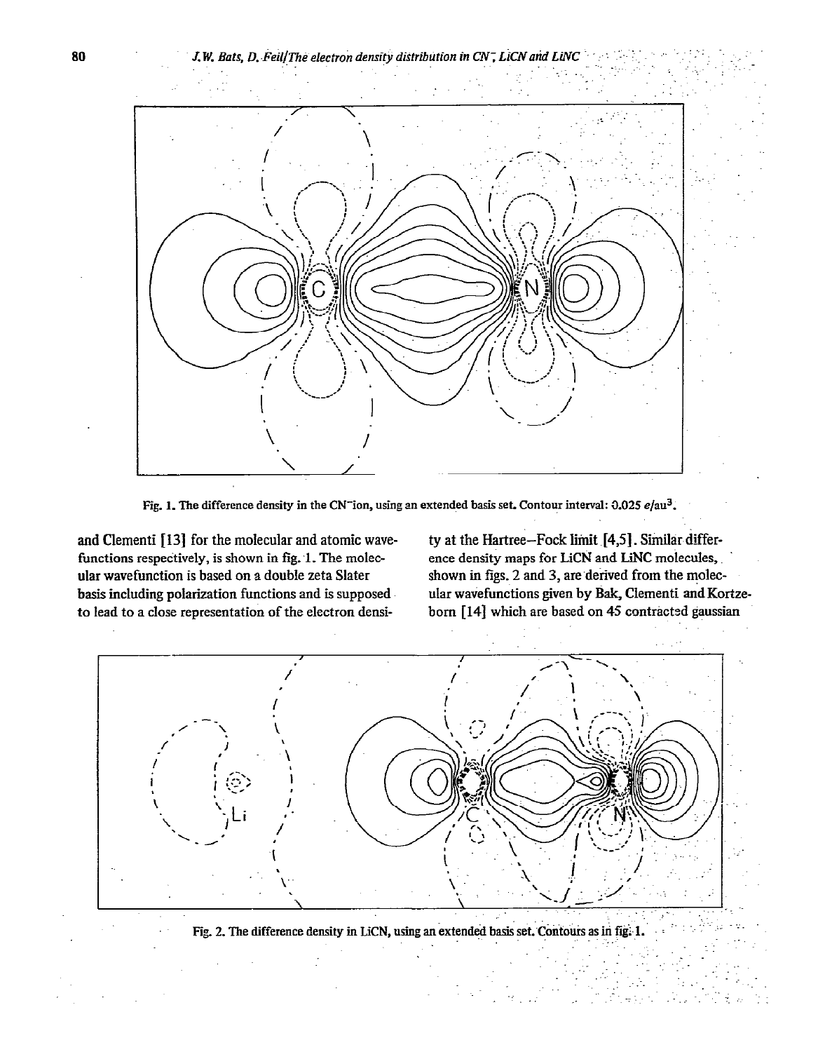Fig. 1. The difference density in the $CN^-$ion, using an extended basis set. Contour interval: 0.025 $e$/au$^3$.

and Clementi [13] for the molecular and atomic wavefunctions respectively, is shown in fig. 1. The molecular wavefunction is based on a double zeta Slater basis including polarization functions and is supposed to lead to a close representation of the electron density at the Hartree–Fock limit [4,5]. Similar difference density maps for LiCN and LiNC molecules, shown in figs. 2 and 3, are derived from the molecular wavefunctions given by Bak, Clementi and Kortzeborn [14] which are based on 45 contracted gaussian

Fig. 2. The difference density in LiCN, using an extended basis set. Contours as in fig. 1.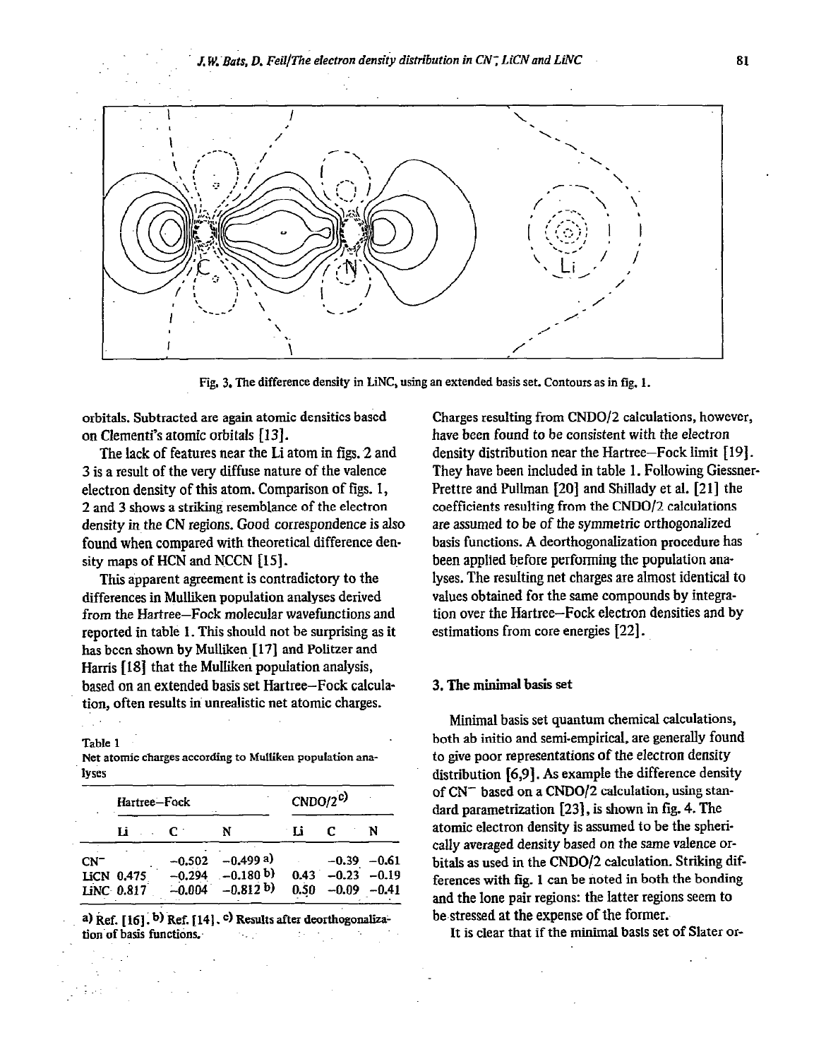Fig. 3. The difference density in LiNC, using an extended basis set. Contours as in fig. 1.

orbitals. Subtracted are again atomic densities based on Clementi's atomic orbitals [13].

The lack of features near the Li atom in figs. 2 and 3 is a result of the very diffuse nature of the valence electron density of this atom. Comparison of figs. 1, 2 and 3 shows a striking resemblance of the electron density in the CN regions. Good correspondence is also found when compared with theoretical difference density maps of HCN and NCCN [15].

This apparent agreement is contradictory to the differences in Mulliken population analyses derived from the Hartree–Fock molecular wavefunctions and reported in table 1. This should not be surprising as it has been shown by Mulliken [17] and Politzer and Harris [18] that the Mulliken population analysis, based on an extended basis set Hartree–Fock calculation, often results in unrealistic net atomic charges.

Table 1
Net atomic charges according to Mulliken population analyses

| | Hartree–Fock | | | CNDO/2 c) | | |
|---|---|---|---|---|---|---|
| | Li | C | N | Li | C | N |
| $CN^-$ | | −0.502 | −0.499 a) | | −0.39 | −0.61 |
| LiCN | 0.475 | −0.294 | −0.180 b) | 0.43 | −0.23 | −0.19 |
| LiNC | 0.817 | −0.004 | −0.812 b) | 0.50 | −0.09 | −0.41 |

a) Ref. [16]. b) Ref. [14]. c) Results after deorthogonalization of basis functions.

Charges resulting from CNDO/2 calculations, however, have been found to be consistent with the electron density distribution near the Hartree–Fock limit [19]. They have been included in table 1. Following Giessner-Prettre and Pullman [20] and Shillady et al. [21] the coefficients resulting from the CNDO/2 calculations are assumed to be of the symmetric orthogonalized basis functions. A deorthogonalization procedure has been applied before performing the population analyses. The resulting net charges are almost identical to values obtained for the same compounds by integration over the Hartree–Fock electron densities and by estimations from core energies [22].

## 3. The minimal basis set

Minimal basis set quantum chemical calculations, both ab initio and semi-empirical, are generally found to give poor representations of the electron density distribution [6,9]. As example the difference density of $CN^-$ based on a CNDO/2 calculation, using standard parametrization [23], is shown in fig. 4. The atomic electron density is assumed to be the spherically averaged density based on the same valence orbitals as used in the CNDO/2 calculation. Striking differences with fig. 1 can be noted in both the bonding and the lone pair regions: the latter regions seem to be stressed at the expense of the former.

It is clear that if the minimal basis set of Slater or-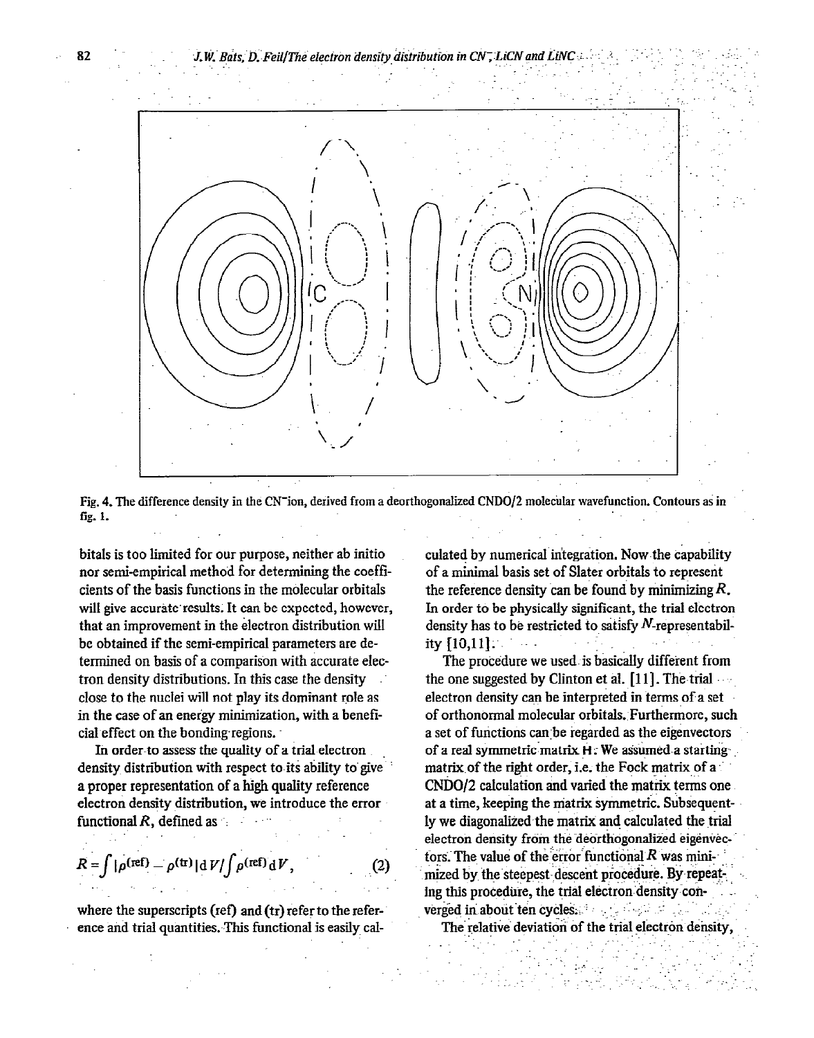Fig. 4. The difference density in the $CN^-$ ion, derived from a deorthogonalized CNDO/2 molecular wavefunction. Contours as in fig. 1.

bitals is too limited for our purpose, neither ab initio nor semi-empirical method for determining the coefficients of the basis functions in the molecular orbitals will give accurate results. It can be expected, however, that an improvement in the electron distribution will be obtained if the semi-empirical parameters are determined on basis of a comparison with accurate electron density distributions. In this case the density close to the nuclei will not play its dominant role as in the case of an energy minimization, with a beneficial effect on the bonding regions.

In order to assess the quality of a trial electron density distribution with respect to its ability to give a proper representation of a high quality reference electron density distribution, we introduce the error functional $R$, defined as

$$R = \int |\rho^{(\mathrm{ref})} - \rho^{(\mathrm{tr})}| \mathrm{d}V / \int \rho^{(\mathrm{ref})} \mathrm{d}V , \qquad (2)$$

where the superscripts (ref) and (tr) refer to the reference and trial quantities. This functional is easily calculated by numerical integration. Now the capability of a minimal basis set of Slater orbitals to represent the reference density can be found by minimizing $R$. In order to be physically significant, the trial electron density has to be restricted to satisfy $N$-representability [10,11].

The procedure we used is basically different from the one suggested by Clinton et al. [11]. The trial electron density can be interpreted in terms of a set of orthonormal molecular orbitals. Furthermore, such a set of functions can be regarded as the eigenvectors of a real symmetric matrix $\mathbf{H}$. We assumed a starting matrix of the right order, i.e. the Fock matrix of a CNDO/2 calculation and varied the matrix terms one at a time, keeping the matrix symmetric. Subsequently we diagonalized the matrix and calculated the trial electron density from the deorthogonalized eigenvectors. The value of the error functional $R$ was minimized by the steepest descent procedure. By repeating this procedure, the trial electron density converged in about ten cycles.

The relative deviation of the trial electron density,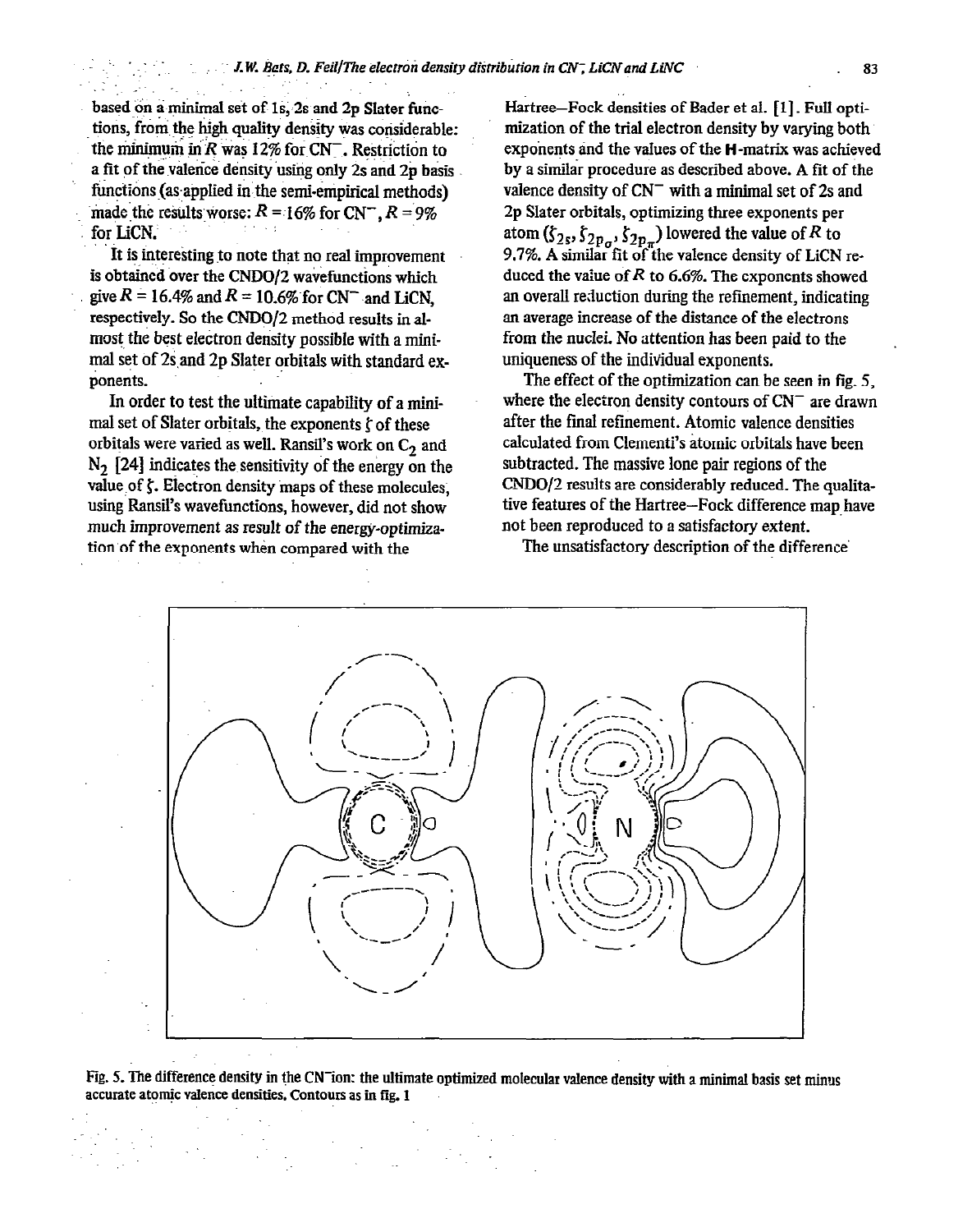based on a minimal set of 1s, 2s and 2p Slater functions, from the high quality density was considerable: the minimum in $R$ was 12% for $CN^-$. Restriction to a fit of the valence density using only 2s and 2p basis functions (as applied in the semi-empirical methods) made the results worse: $R = 16\%$ for $CN^-$, $R = 9\%$ for LiCN.

It is interesting to note that no real improvement is obtained over the CNDO/2 wavefunctions which give $R = 16.4\%$ and $R = 10.6\%$ for $CN^-$ and LiCN, respectively. So the CNDO/2 method results in almost the best electron density possible with a minimal set of 2s and 2p Slater orbitals with standard exponents.

In order to test the ultimate capability of a minimal set of Slater orbitals, the exponents $\zeta$ of these orbitals were varied as well. Ransil's work on $C_2$ and $N_2$ [24] indicates the sensitivity of the energy on the value of $\zeta$. Electron density maps of these molecules, using Ransil's wavefunctions, however, did not show much improvement as result of the energy-optimization of the exponents when compared with the Hartree–Fock densities of Bader et al. [1]. Full optimization of the trial electron density by varying both exponents and the values of the **H**-matrix was achieved by a similar procedure as described above. A fit of the valence density of $CN^-$ with a minimal set of 2s and 2p Slater orbitals, optimizing three exponents per atom ($\zeta_{2s}, \zeta_{2p_\sigma}, \zeta_{2p_\pi}$) lowered the value of $R$ to 9.7%. A similar fit of the valence density of LiCN reduced the value of $R$ to 6.6%. The exponents showed an overall reduction during the refinement, indicating an average increase of the distance of the electrons from the nuclei. No attention has been paid to the uniqueness of the individual exponents.

The effect of the optimization can be seen in fig. 5, where the electron density contours of $CN^-$ are drawn after the final refinement. Atomic valence densities calculated from Clementi's atomic orbitals have been subtracted. The massive lone pair regions of the CNDO/2 results are considerably reduced. The qualitative features of the Hartree–Fock difference map have not been reproduced to a satisfactory extent.

The unsatisfactory description of the difference

Fig. 5. The difference density in the $CN^-$ ion: the ultimate optimized molecular valence density with a minimal basis set minus accurate atomic valence densities. Contours as in fig. 1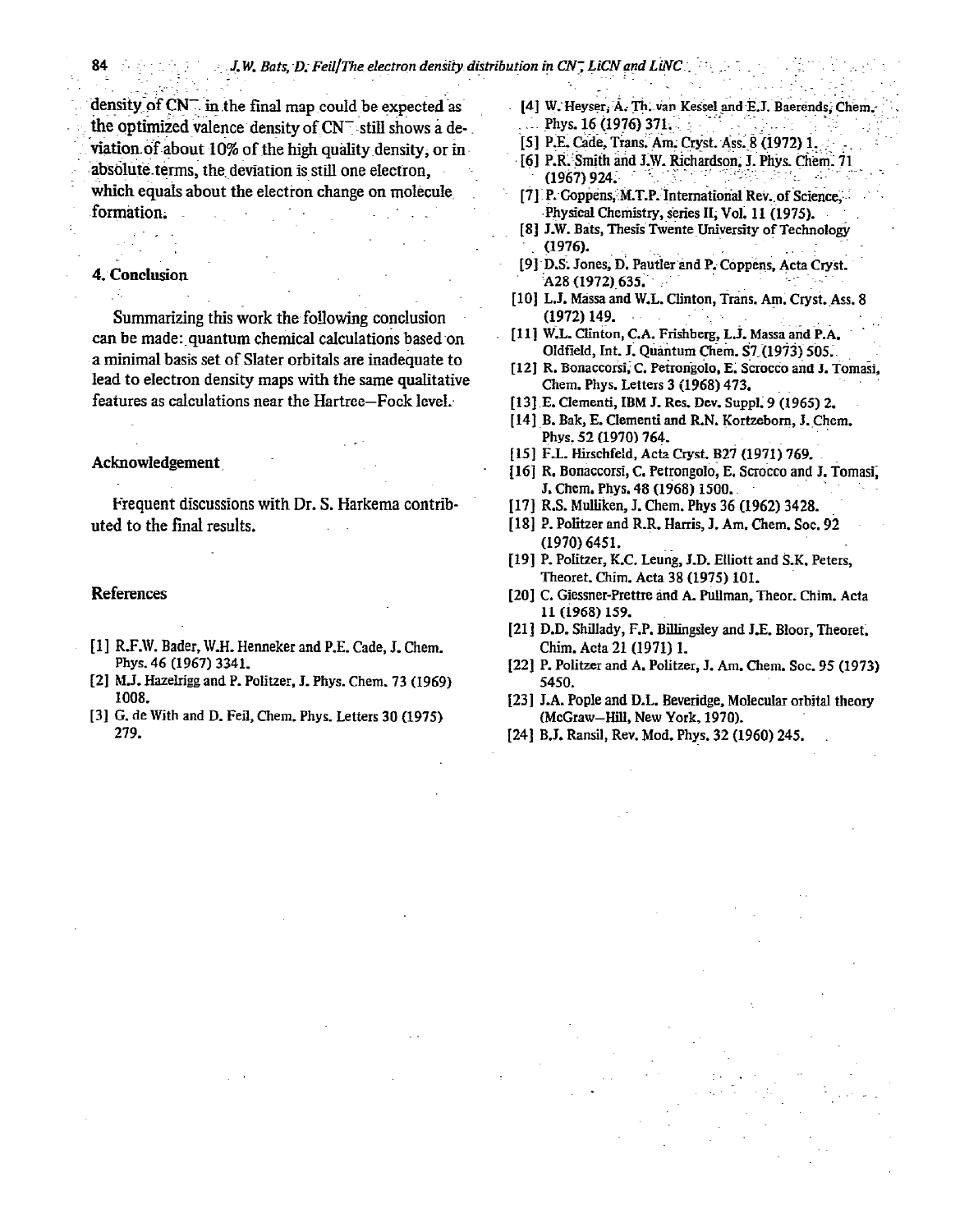density of $CN^-$ in the final map could be expected as the optimized valence density of $CN^-$ still shows a deviation of about 10% of the high quality density, or in absolute terms, the deviation is still one electron, which equals about the electron change on molecule formation.

## 4. Conclusion

Summarizing this work the following conclusion can be made: quantum chemical calculations based on a minimal basis set of Slater orbitals are inadequate to lead to electron density maps with the same qualitative features as calculations near the Hartree–Fock level.

## Acknowledgement

Frequent discussions with Dr. S. Harkema contributed to the final results.

## References

[1] R.F.W. Bader, W.H. Henneker and P.E. Cade, J. Chem. Phys. 46 (1967) 3341.

[2] M.J. Hazelrigg and P. Politzer, J. Phys. Chem. 73 (1969) 1008.

[3] G. de With and D. Feil, Chem. Phys. Letters 30 (1975) 279.

[4] W. Heyser, A. Th. van Kessel and E.J. Baerends, Chem. Phys. 16 (1976) 371.

[5] P.E. Cade, Trans. Am. Cryst. Ass. 8 (1972) 1.

[6] P.R. Smith and J.W. Richardson, J. Phys. Chem. 71 (1967) 924.

[7] P. Coppens, M.T.P. International Rev. of Science, Physical Chemistry, series II, Vol. 11 (1975).

[8] J.W. Bats, Thesis Twente University of Technology (1976).

[9] D.S. Jones, D. Pautler and P. Coppens, Acta Cryst. A28 (1972) 635.

[10] L.J. Massa and W.L. Clinton, Trans. Am. Cryst. Ass. 8 (1972) 149.

[11] W.L. Clinton, C.A. Frishberg, L.J. Massa and P.A. Oldfield, Int. J. Quantum Chem. S7 (1973) 505.

[12] R. Bonaccorsi, C. Petrongolo, E. Scrocco and J. Tomasi, Chem. Phys. Letters 3 (1968) 473.

[13] E. Clementi, IBM J. Res. Dev. Suppl. 9 (1965) 2.

[14] B. Bak, E. Clementi and R.N. Kortzeborn, J. Chem. Phys. 52 (1970) 764.

[15] F.L. Hirschfeld, Acta Cryst. B27 (1971) 769.

[16] R. Bonaccorsi, C. Petrongolo, E. Scrocco and J. Tomasi, J. Chem. Phys. 48 (1968) 1500.

[17] R.S. Mulliken, J. Chem. Phys 36 (1962) 3428.

[18] P. Politzer and R.R. Harris, J. Am. Chem. Soc. 92 (1970) 6451.

[19] P. Politzer, K.C. Leung, J.D. Elliott and S.K. Peters, Theoret. Chim. Acta 38 (1975) 101.

[20] C. Giessner-Prettre and A. Pullman, Theor. Chim. Acta 11 (1968) 159.

[21] D.D. Shillady, F.P. Billingsley and J.E. Bloor, Theoret. Chim. Acta 21 (1971) 1.

[22] P. Politzer and A. Politzer, J. Am. Chem. Soc. 95 (1973) 5450.

[23] J.A. Pople and D.L. Beveridge, Molecular orbital theory (McGraw–Hill, New York, 1970).

[24] B.J. Ransil, Rev. Mod. Phys. 32 (1960) 245.